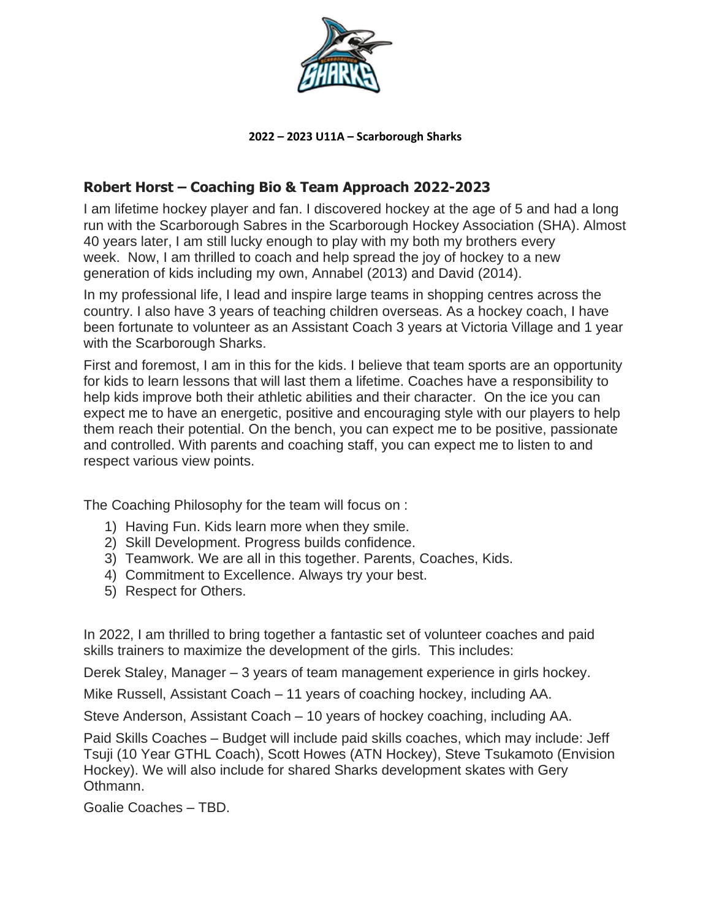**2022 – 2023 U11A – Scarborough Sharks**

## Robert Horst – Coaching Bio & Team Approach 2022-2023

I am lifetime hockey player and fan. I discovered hockey at the age of 5 and had a long run with the Scarborough Sabres in the Scarborough Hockey Association (SHA). Almost 40 years later, I am still lucky enough to play with my both my brothers every week. Now, I am thrilled to coach and help spread the joy of hockey to a new generation of kids including my own, Annabel (2013) and David (2014).

In my professional life, I lead and inspire large teams in shopping centres across the country. I also have 3 years of teaching children overseas. As a hockey coach, I have been fortunate to volunteer as an Assistant Coach 3 years at Victoria Village and 1 year with the Scarborough Sharks.

First and foremost, I am in this for the kids. I believe that team sports are an opportunity for kids to learn lessons that will last them a lifetime. Coaches have a responsibility to help kids improve both their athletic abilities and their character. On the ice you can expect me to have an energetic, positive and encouraging style with our players to help them reach their potential. On the bench, you can expect me to be positive, passionate and controlled. With parents and coaching staff, you can expect me to listen to and respect various view points.

The Coaching Philosophy for the team will focus on :

1) Having Fun. Kids learn more when they smile.
2) Skill Development. Progress builds confidence.
3) Teamwork. We are all in this together. Parents, Coaches, Kids.
4) Commitment to Excellence. Always try your best.
5) Respect for Others.

In 2022, I am thrilled to bring together a fantastic set of volunteer coaches and paid skills trainers to maximize the development of the girls. This includes:

Derek Staley, Manager – 3 years of team management experience in girls hockey.

Mike Russell, Assistant Coach – 11 years of coaching hockey, including AA.

Steve Anderson, Assistant Coach – 10 years of hockey coaching, including AA.

Paid Skills Coaches – Budget will include paid skills coaches, which may include: Jeff Tsuji (10 Year GTHL Coach), Scott Howes (ATN Hockey), Steve Tsukamoto (Envision Hockey). We will also include for shared Sharks development skates with Gery Othmann.

Goalie Coaches – TBD.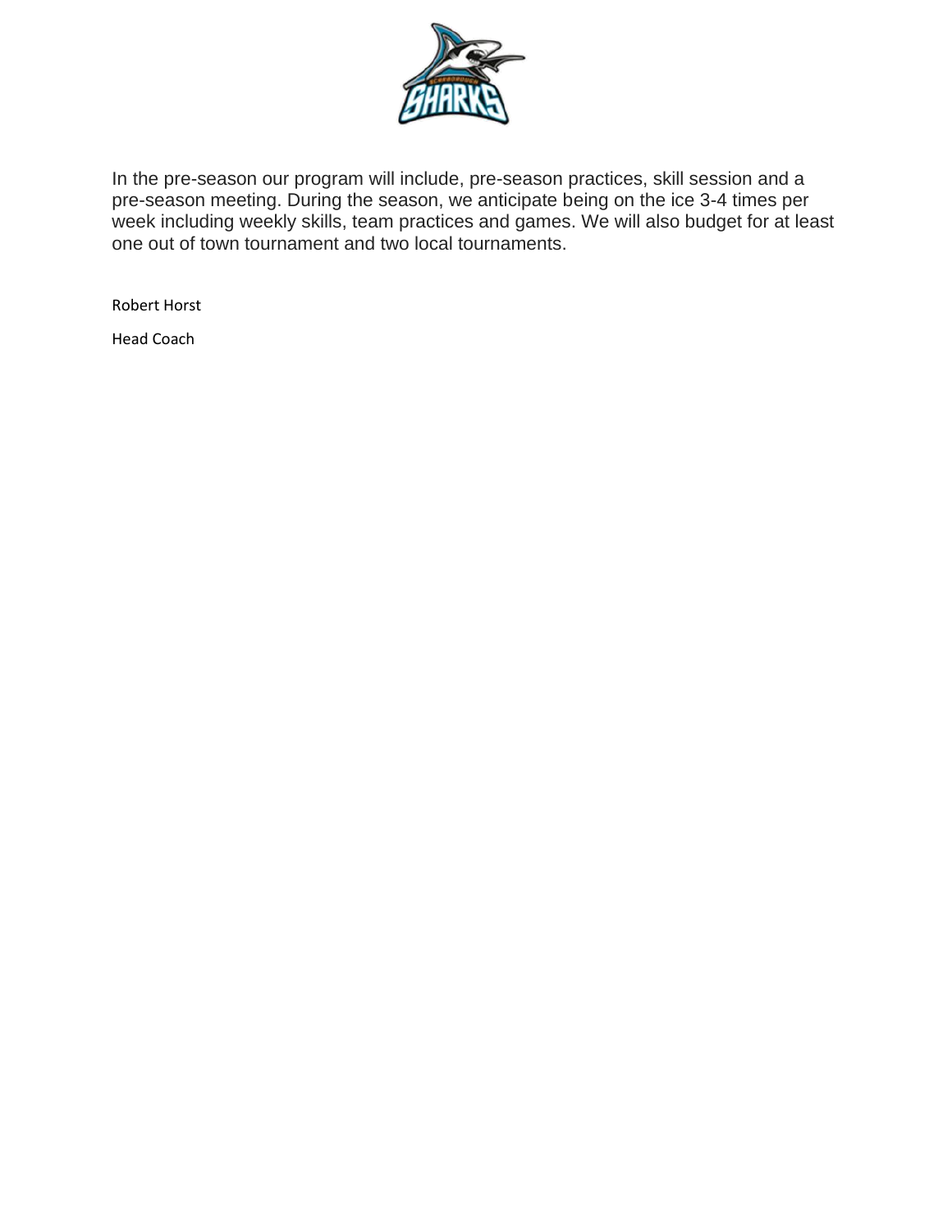In the pre-season our program will include, pre-season practices, skill session and a pre-season meeting. During the season, we anticipate being on the ice 3-4 times per week including weekly skills, team practices and games. We will also budget for at least one out of town tournament and two local tournaments.

Robert Horst

Head Coach